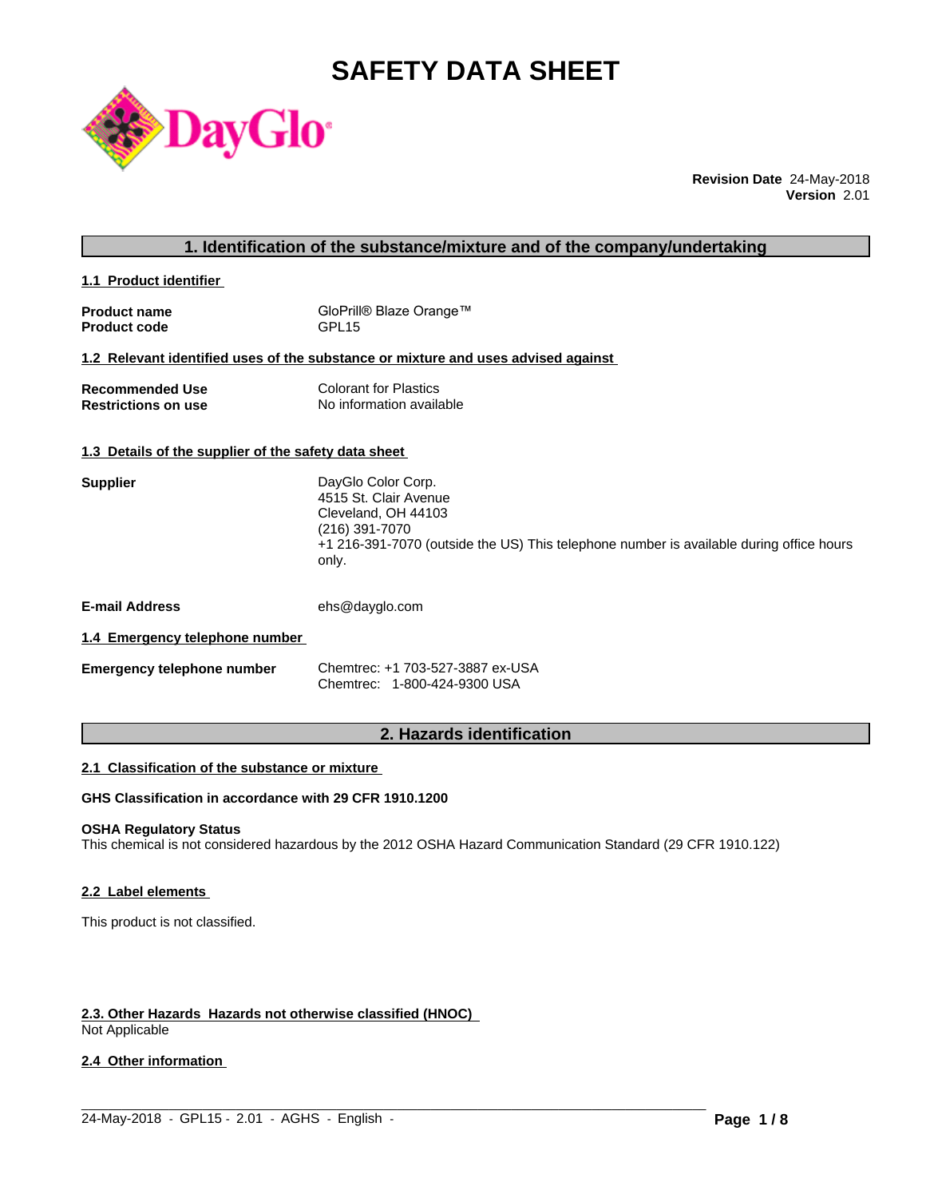# SAFETY DATA SHEET

**Revision Date** 24-May-2018
**Version** 2.01

## 1. Identification of the substance/mixture and of the company/undertaking

### 1.1 Product identifier

**Product name** GloPrill® Blaze Orange™
**Product code** GPL15

### 1.2 Relevant identified uses of the substance or mixture and uses advised against

**Recommended Use** Colorant for Plastics
**Restrictions on use** No information available

### 1.3 Details of the supplier of the safety data sheet

**Supplier**
DayGlo Color Corp.
4515 St. Clair Avenue
Cleveland, OH 44103
(216) 391-7070
+1 216-391-7070 (outside the US) This telephone number is available during office hours only.

**E-mail Address** ehs@dayglo.com

### 1.4 Emergency telephone number

**Emergency telephone number**
Chemtrec: +1 703-527-3887 ex-USA
Chemtrec: 1-800-424-9300 USA

## 2. Hazards identification

### 2.1 Classification of the substance or mixture

**GHS Classification in accordance with 29 CFR 1910.1200**

**OSHA Regulatory Status**
This chemical is not considered hazardous by the 2012 OSHA Hazard Communication Standard (29 CFR 1910.122)

### 2.2 Label elements

This product is not classified.

### 2.3. Other Hazards Hazards not otherwise classified (HNOC)

Not Applicable

### 2.4 Other information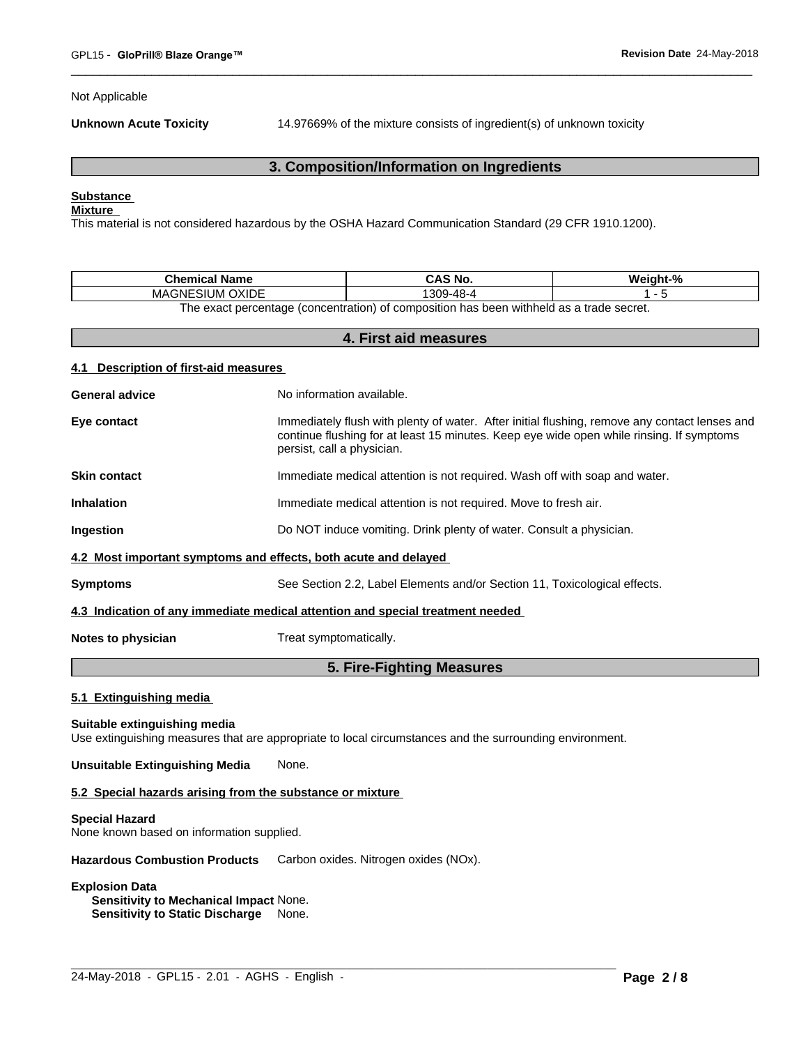Not Applicable

**Unknown Acute Toxicity** 14.97669% of the mixture consists of ingredient(s) of unknown toxicity

## 3. Composition/Information on Ingredients

**Substance**

**Mixture**

This material is not considered hazardous by the OSHA Hazard Communication Standard (29 CFR 1910.1200).

| Chemical Name | CAS No. | Weight-% |
|---|---|---|
| MAGNESIUM OXIDE | 1309-48-4 | 1 - 5 |

The exact percentage (concentration) of composition has been withheld as a trade secret.

## 4. First aid measures

### 4.1 Description of first-aid measures

**General advice** No information available.

**Eye contact** Immediately flush with plenty of water. After initial flushing, remove any contact lenses and continue flushing for at least 15 minutes. Keep eye wide open while rinsing. If symptoms persist, call a physician.

**Skin contact** Immediate medical attention is not required. Wash off with soap and water.

**Inhalation** Immediate medical attention is not required. Move to fresh air.

**Ingestion** Do NOT induce vomiting. Drink plenty of water. Consult a physician.

### 4.2 Most important symptoms and effects, both acute and delayed

**Symptoms** See Section 2.2, Label Elements and/or Section 11, Toxicological effects.

### 4.3 Indication of any immediate medical attention and special treatment needed

**Notes to physician** Treat symptomatically.

## 5. Fire-Fighting Measures

### 5.1 Extinguishing media

**Suitable extinguishing media**

Use extinguishing measures that are appropriate to local circumstances and the surrounding environment.

**Unsuitable Extinguishing Media** None.

### 5.2 Special hazards arising from the substance or mixture

**Special Hazard**

None known based on information supplied.

**Hazardous Combustion Products** Carbon oxides. Nitrogen oxides (NOx).

**Explosion Data**

**Sensitivity to Mechanical Impact** None.

**Sensitivity to Static Discharge** None.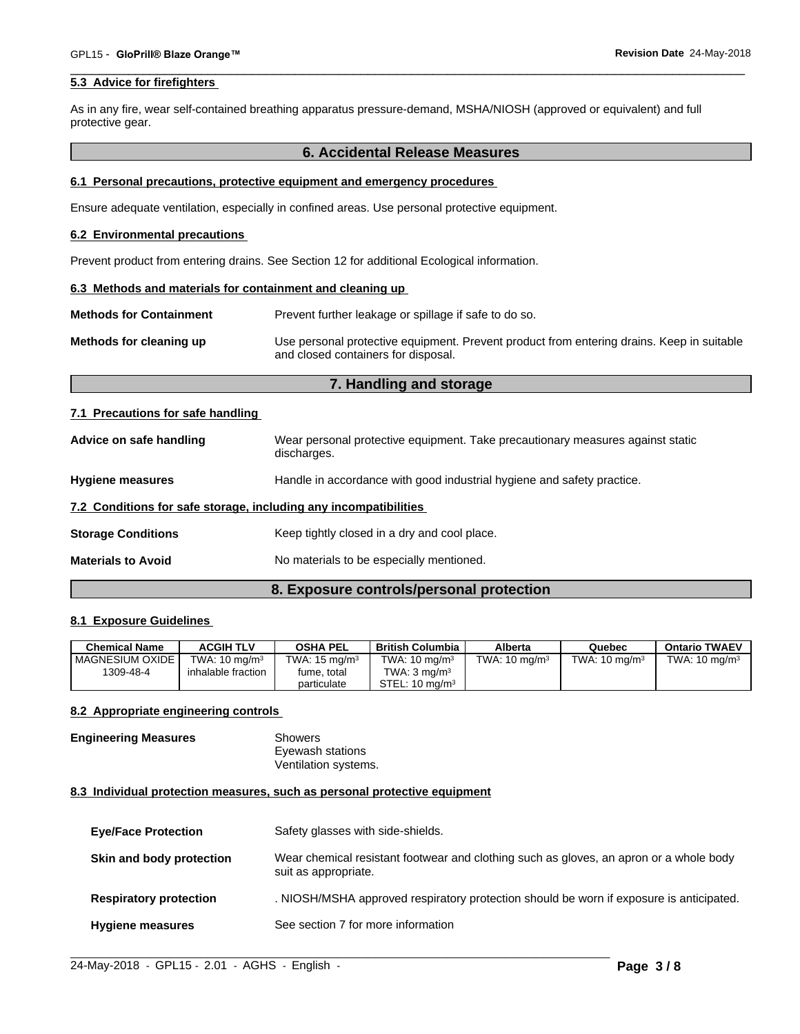### 5.3 Advice for firefighters

As in any fire, wear self-contained breathing apparatus pressure-demand, MSHA/NIOSH (approved or equivalent) and full protective gear.

## 6. Accidental Release Measures

### 6.1 Personal precautions, protective equipment and emergency procedures

Ensure adequate ventilation, especially in confined areas. Use personal protective equipment.

### 6.2 Environmental precautions

Prevent product from entering drains. See Section 12 for additional Ecological information.

### 6.3 Methods and materials for containment and cleaning up

**Methods for Containment** Prevent further leakage or spillage if safe to do so.

**Methods for cleaning up** Use personal protective equipment. Prevent product from entering drains. Keep in suitable and closed containers for disposal.

## 7. Handling and storage

### 7.1 Precautions for safe handling

**Advice on safe handling** Wear personal protective equipment. Take precautionary measures against static discharges.

**Hygiene measures** Handle in accordance with good industrial hygiene and safety practice.

### 7.2 Conditions for safe storage, including any incompatibilities

**Storage Conditions** Keep tightly closed in a dry and cool place.

**Materials to Avoid** No materials to be especially mentioned.

## 8. Exposure controls/personal protection

### 8.1 Exposure Guidelines

| Chemical Name | ACGIH TLV | OSHA PEL | British Columbia | Alberta | Quebec | Ontario TWAEV |
|---|---|---|---|---|---|---|
| MAGNESIUM OXIDE 1309-48-4 | TWA: 10 mg/m$^3$ inhalable fraction | TWA: 15 mg/m$^3$ fume, total particulate | TWA: 10 mg/m$^3$ TWA: 3 mg/m$^3$ STEL: 10 mg/m$^3$ | TWA: 10 mg/m$^3$ | TWA: 10 mg/m$^3$ | TWA: 10 mg/m$^3$ |

### 8.2 Appropriate engineering controls

**Engineering Measures** Showers
Eyewash stations
Ventilation systems.

### 8.3 Individual protection measures, such as personal protective equipment

**Eye/Face Protection** Safety glasses with side-shields.

**Skin and body protection** Wear chemical resistant footwear and clothing such as gloves, an apron or a whole body suit as appropriate.

**Respiratory protection** . NIOSH/MSHA approved respiratory protection should be worn if exposure is anticipated.

**Hygiene measures** See section 7 for more information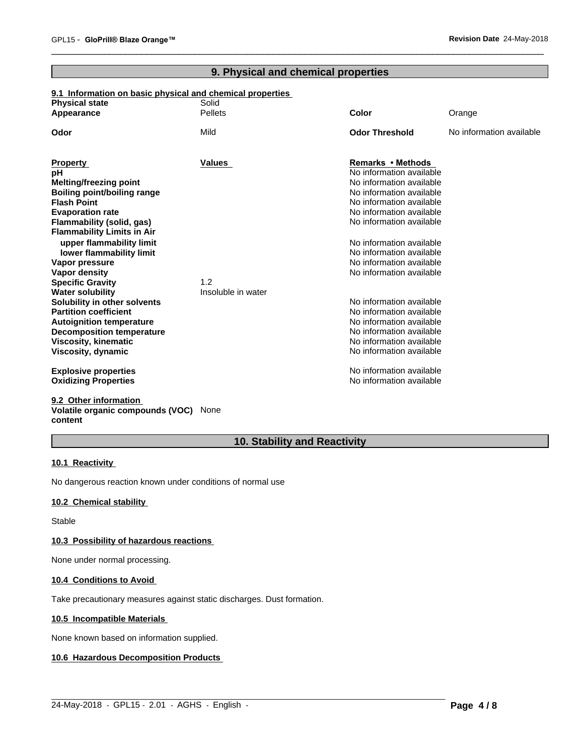## 9. Physical and chemical properties

### 9.1 Information on basic physical and chemical properties

| | | | |
|---|---|---|---|
| **Physical state** | Solid | | |
| **Appearance** | Pellets | **Color** | Orange |
| **Odor** | Mild | **Odor Threshold** | No information available |

| Property | Values | Remarks • Methods |
|---|---|---|
| **pH** | | No information available |
| **Melting/freezing point** | | No information available |
| **Boiling point/boiling range** | | No information available |
| **Flash Point** | | No information available |
| **Evaporation rate** | | No information available |
| **Flammability (solid, gas)** | | No information available |
| **Flammability Limits in Air** | | |
| **upper flammability limit** | | No information available |
| **lower flammability limit** | | No information available |
| **Vapor pressure** | | No information available |
| **Vapor density** | | No information available |
| **Specific Gravity** | 1.2 | |
| **Water solubility** | Insoluble in water | |
| **Solubility in other solvents** | | No information available |
| **Partition coefficient** | | No information available |
| **Autoignition temperature** | | No information available |
| **Decomposition temperature** | | No information available |
| **Viscosity, kinematic** | | No information available |
| **Viscosity, dynamic** | | No information available |
| **Explosive properties** | | No information available |
| **Oxidizing Properties** | | No information available |

### 9.2 Other information

**Volatile organic compounds (VOC) content** None

## 10. Stability and Reactivity

### 10.1 Reactivity

No dangerous reaction known under conditions of normal use

### 10.2 Chemical stability

Stable

### 10.3 Possibility of hazardous reactions

None under normal processing.

### 10.4 Conditions to Avoid

Take precautionary measures against static discharges. Dust formation.

### 10.5 Incompatible Materials

None known based on information supplied.

### 10.6 Hazardous Decomposition Products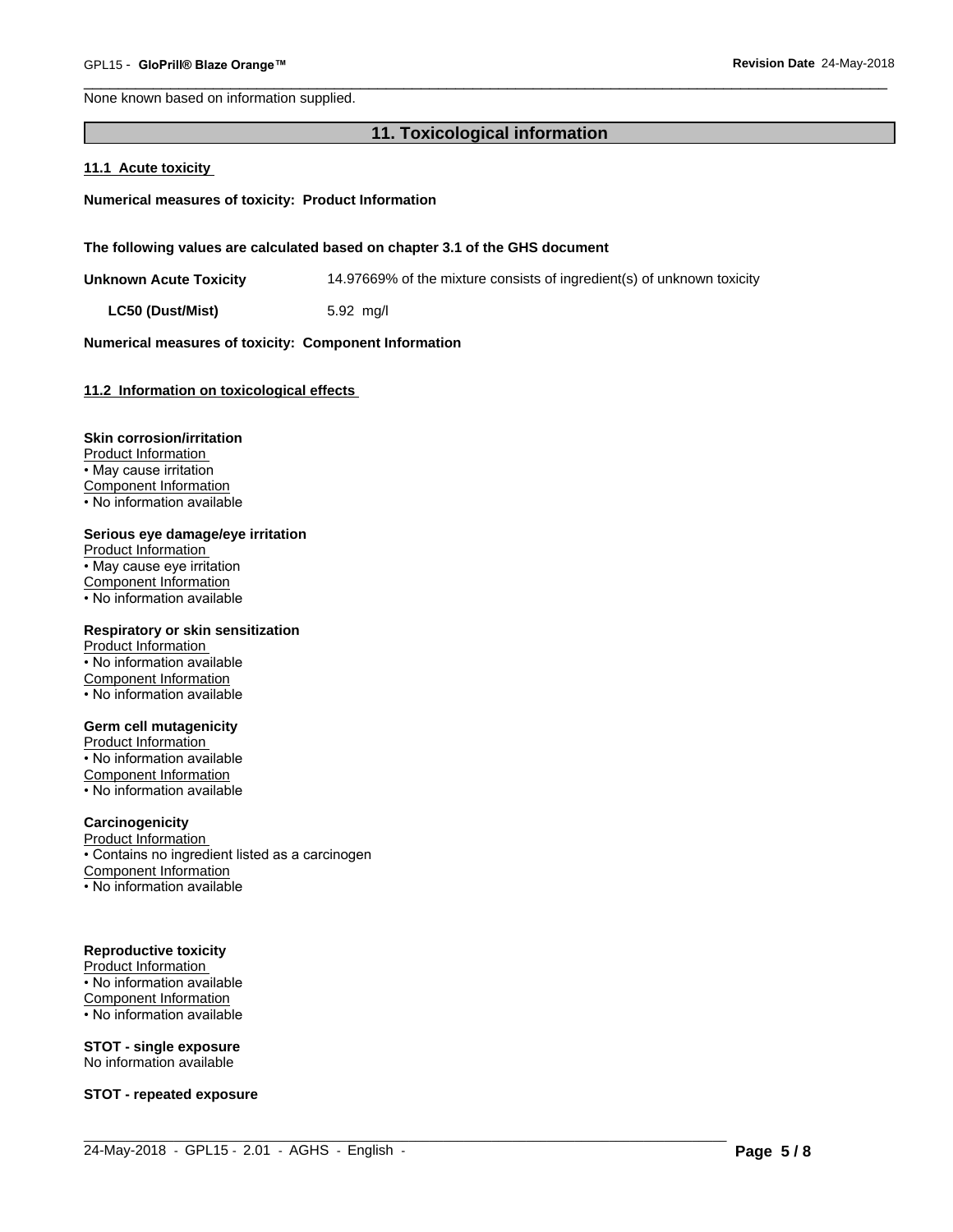None known based on information supplied.

## 11. Toxicological information

### 11.1 Acute toxicity

**Numerical measures of toxicity: Product Information**

**The following values are calculated based on chapter 3.1 of the GHS document**

| | |
|---|---|
| **Unknown Acute Toxicity** | 14.97669% of the mixture consists of ingredient(s) of unknown toxicity |
| **LC50 (Dust/Mist)** | 5.92 mg/l |

**Numerical measures of toxicity: Component Information**

### 11.2 Information on toxicological effects

**Skin corrosion/irritation**
Product Information
• May cause irritation
Component Information
• No information available

**Serious eye damage/eye irritation**
Product Information
• May cause eye irritation
Component Information
• No information available

**Respiratory or skin sensitization**
Product Information
• No information available
Component Information
• No information available

**Germ cell mutagenicity**
Product Information
• No information available
Component Information
• No information available

**Carcinogenicity**
Product Information
• Contains no ingredient listed as a carcinogen
Component Information
• No information available

**Reproductive toxicity**
Product Information
• No information available
Component Information
• No information available

**STOT - single exposure**
No information available

**STOT - repeated exposure**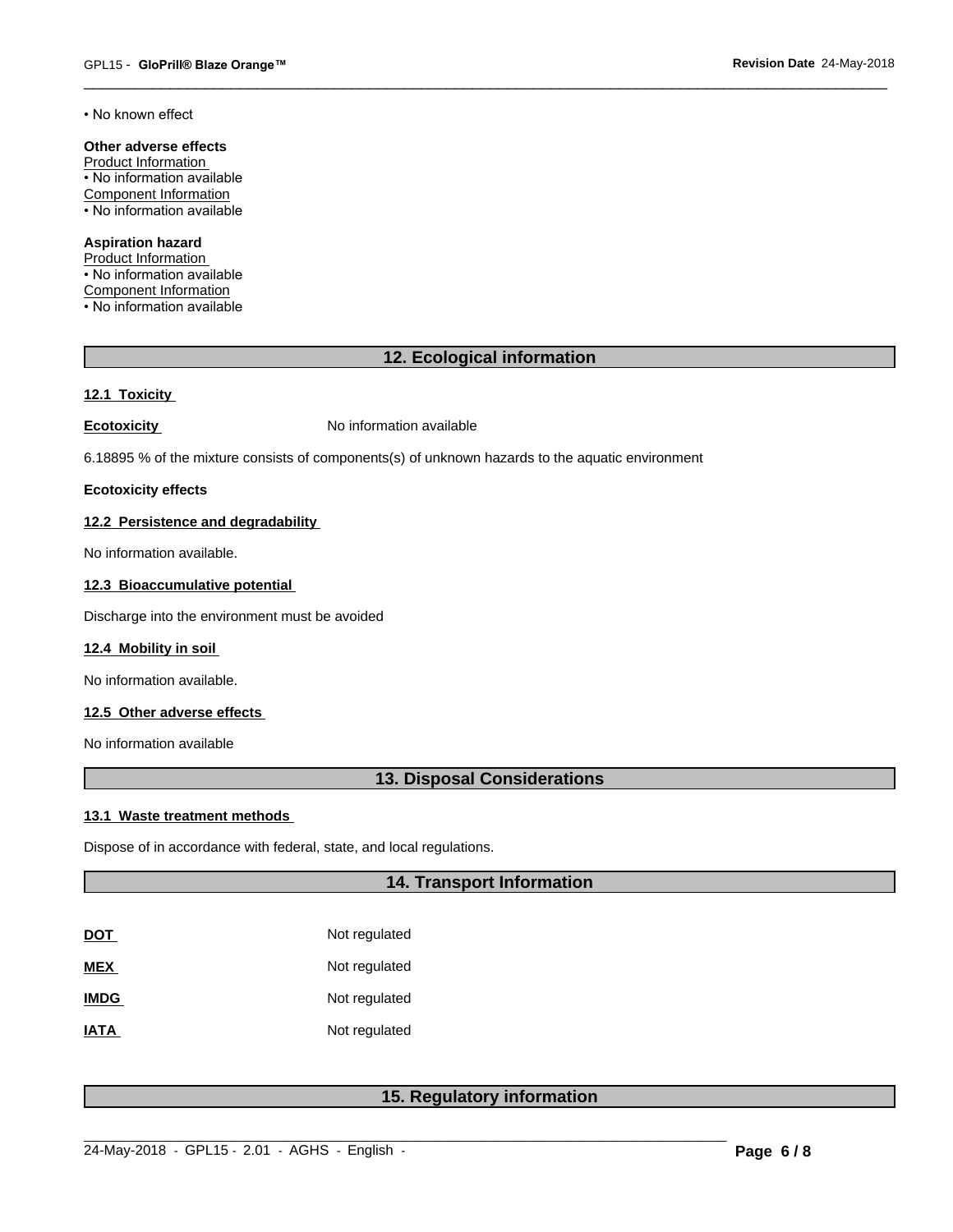• No known effect

**Other adverse effects**
Product Information
• No information available
Component Information
• No information available

**Aspiration hazard**
Product Information
• No information available
Component Information
• No information available

## 12. Ecological information

### 12.1 Toxicity

**Ecotoxicity** No information available

6.18895 % of the mixture consists of components(s) of unknown hazards to the aquatic environment

**Ecotoxicity effects**

### 12.2 Persistence and degradability

No information available.

### 12.3 Bioaccumulative potential

Discharge into the environment must be avoided

### 12.4 Mobility in soil

No information available.

### 12.5 Other adverse effects

No information available

## 13. Disposal Considerations

### 13.1 Waste treatment methods

Dispose of in accordance with federal, state, and local regulations.

## 14. Transport Information

| | |
|---|---|
| **DOT** | Not regulated |
| **MEX** | Not regulated |
| **IMDG** | Not regulated |
| **IATA** | Not regulated |

## 15. Regulatory information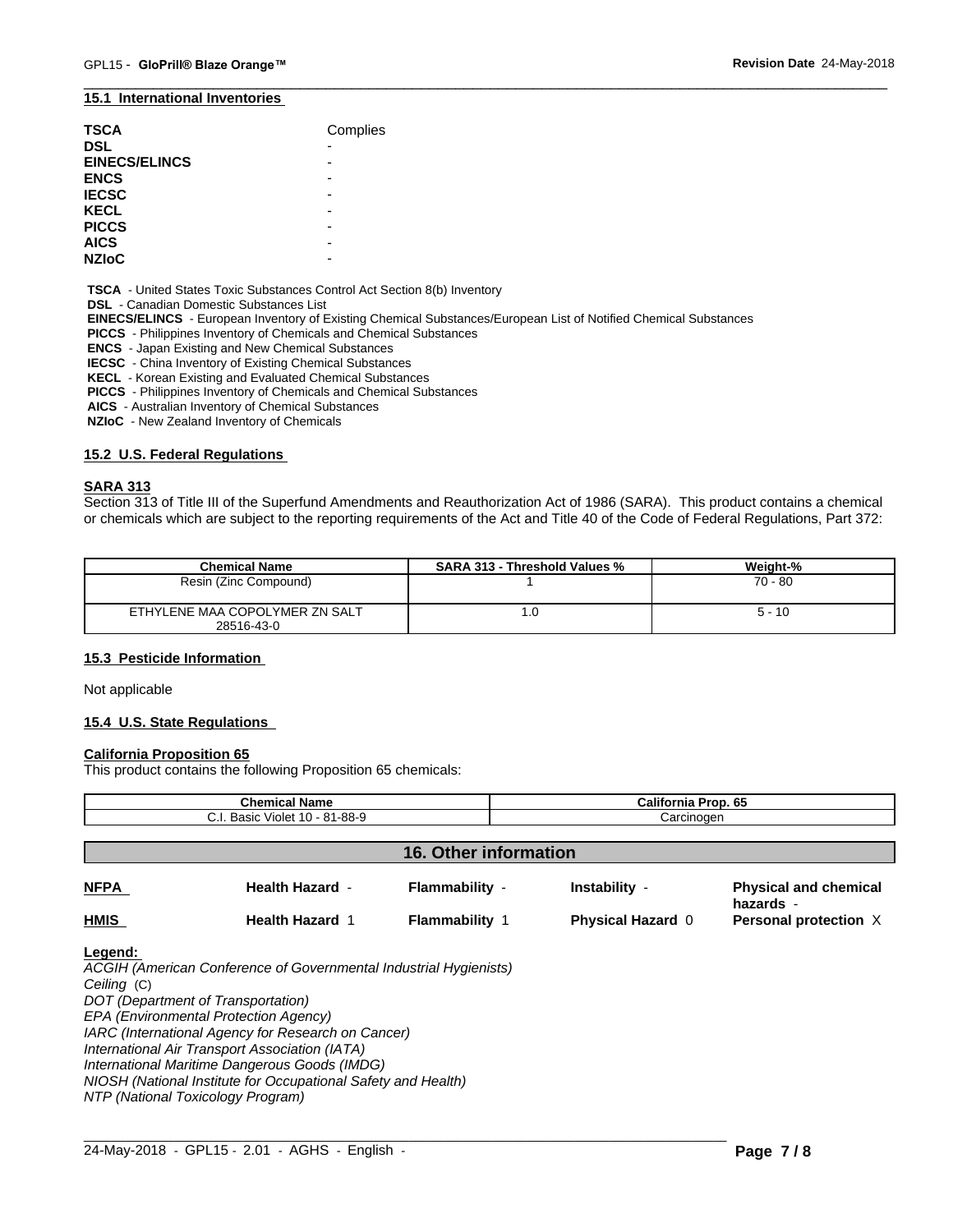### 15.1 International Inventories

| | |
|---|---|
| **TSCA** | Complies |
| **DSL** | - |
| **EINECS/ELINCS** | - |
| **ENCS** | - |
| **IECSC** | - |
| **KECL** | - |
| **PICCS** | - |
| **AICS** | - |
| **NZIoC** | - |

**TSCA** - United States Toxic Substances Control Act Section 8(b) Inventory
**DSL** - Canadian Domestic Substances List
**EINECS/ELINCS** - European Inventory of Existing Chemical Substances/European List of Notified Chemical Substances
**PICCS** - Philippines Inventory of Chemicals and Chemical Substances
**ENCS** - Japan Existing and New Chemical Substances
**IECSC** - China Inventory of Existing Chemical Substances
**KECL** - Korean Existing and Evaluated Chemical Substances
**PICCS** - Philippines Inventory of Chemicals and Chemical Substances
**AICS** - Australian Inventory of Chemical Substances
**NZIoC** - New Zealand Inventory of Chemicals

### 15.2 U.S. Federal Regulations

**SARA 313**
Section 313 of Title III of the Superfund Amendments and Reauthorization Act of 1986 (SARA). This product contains a chemical or chemicals which are subject to the reporting requirements of the Act and Title 40 of the Code of Federal Regulations, Part 372:

| Chemical Name | SARA 313 - Threshold Values % | Weight-% |
|---|---|---|
| Resin (Zinc Compound) | 1 | 70 - 80 |
| ETHYLENE MAA COPOLYMER ZN SALT 28516-43-0 | 1.0 | 5 - 10 |

### 15.3 Pesticide Information

Not applicable

### 15.4 U.S. State Regulations

**California Proposition 65**
This product contains the following Proposition 65 chemicals:

| Chemical Name | California Prop. 65 |
|---|---|
| C.I. Basic Violet 10 - 81-88-9 | Carcinogen |

## 16. Other information

| | | | | |
|---|---|---|---|---|
| **NFPA** | **Health Hazard** - | **Flammability** - | **Instability** - | **Physical and chemical hazards** - |
| **HMIS** | **Health Hazard** 1 | **Flammability** 1 | **Physical Hazard** 0 | **Personal protection** X |

**Legend:**
*ACGIH (American Conference of Governmental Industrial Hygienists)*
*Ceiling* (C)
*DOT (Department of Transportation)*
*EPA (Environmental Protection Agency)*
*IARC (International Agency for Research on Cancer)*
*International Air Transport Association (IATA)*
*International Maritime Dangerous Goods (IMDG)*
*NIOSH (National Institute for Occupational Safety and Health)*
*NTP (National Toxicology Program)*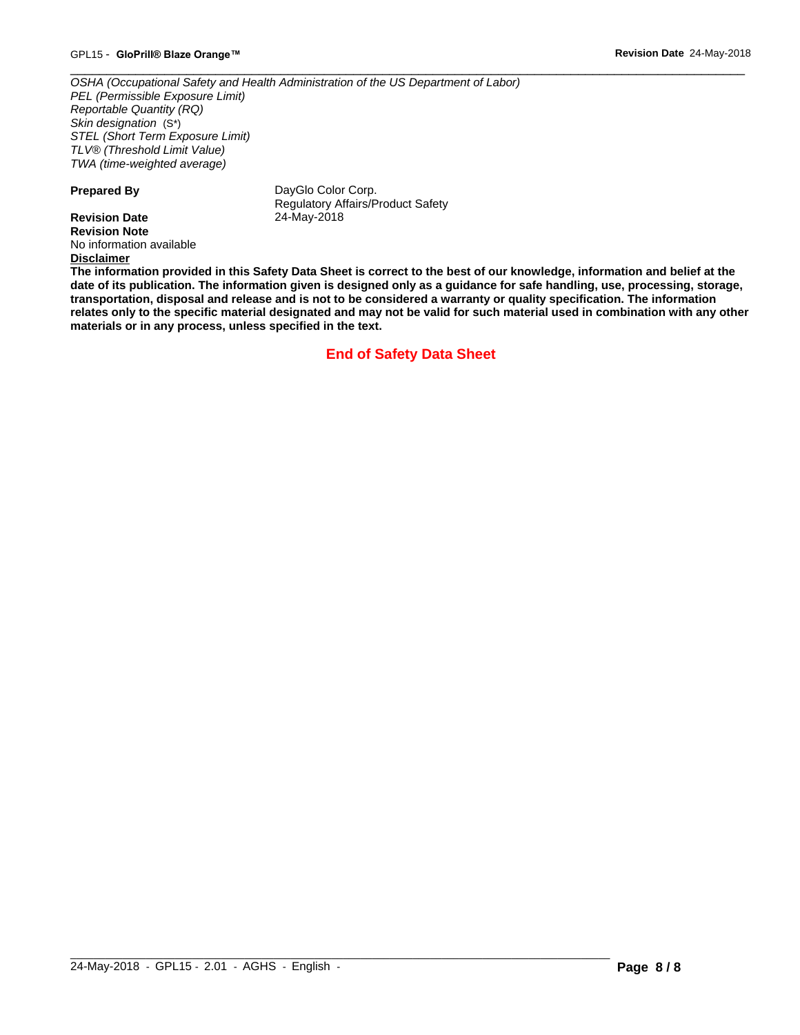*OSHA (Occupational Safety and Health Administration of the US Department of Labor)*
*PEL (Permissible Exposure Limit)*
*Reportable Quantity (RQ)*
*Skin designation* (S*)
*STEL (Short Term Exposure Limit)*
*TLV® (Threshold Limit Value)*
*TWA (time-weighted average)*

**Prepared By** DayGlo Color Corp.
Regulatory Affairs/Product Safety

**Revision Date** 24-May-2018

**Revision Note**
No information available

**Disclaimer**

**The information provided in this Safety Data Sheet is correct to the best of our knowledge, information and belief at the date of its publication. The information given is designed only as a guidance for safe handling, use, processing, storage, transportation, disposal and release and is not to be considered a warranty or quality specification. The information relates only to the specific material designated and may not be valid for such material used in combination with any other materials or in any process, unless specified in the text.**

**End of Safety Data Sheet**